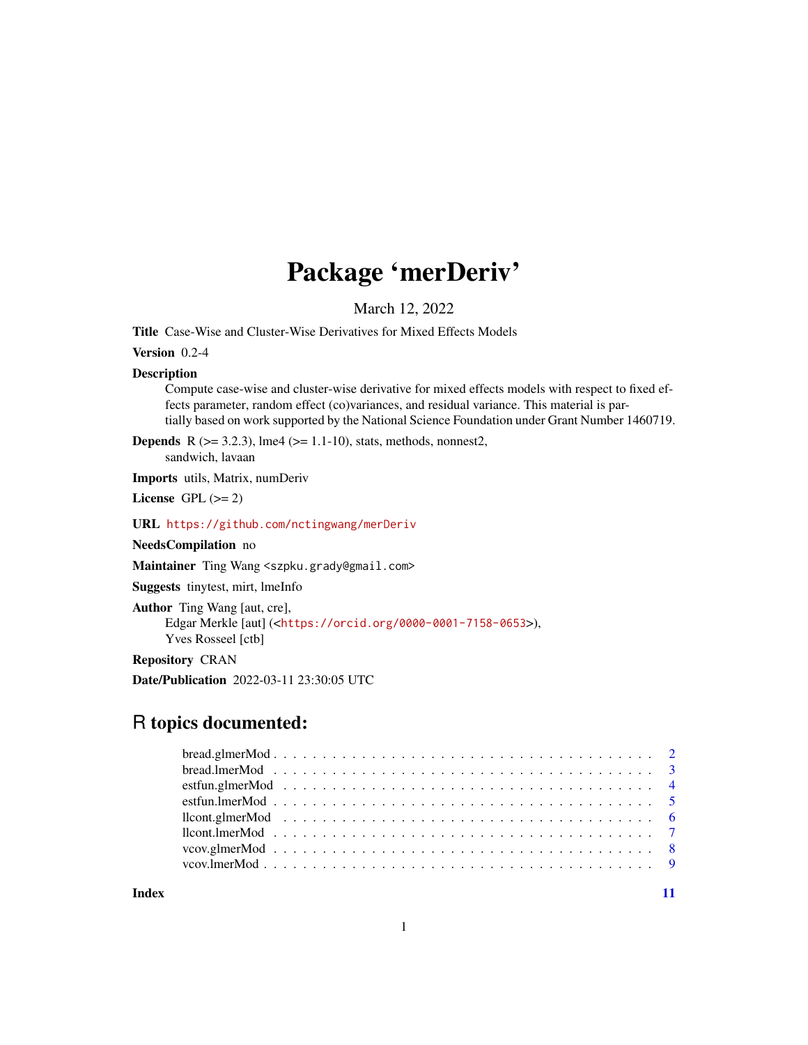# Package 'merDeriv'

March 12, 2022

**Title** Case-Wise and Cluster-Wise Derivatives for Mixed Effects Models

**Version** 0.2-4

**Description** Compute case-wise and cluster-wise derivative for mixed effects models with respect to fixed effects parameter, random effect (co)variances, and residual variance. This material is partially based on work supported by the National Science Foundation under Grant Number 1460719.

**Depends** R (>= 3.2.3), lme4 (>= 1.1-10), stats, methods, nonnest2, sandwich, lavaan

**Imports** utils, Matrix, numDeriv

**License** GPL (>= 2)

**URL** https://github.com/nctingwang/merDeriv

**NeedsCompilation** no

**Maintainer** Ting Wang <szpku.grady@gmail.com>

**Suggests** tinytest, mirt, lmeInfo

**Author** Ting Wang [aut, cre],
Edgar Merkle [aut] (<https://orcid.org/0000-0001-7158-0653>),
Yves Rosseel [ctb]

**Repository** CRAN

**Date/Publication** 2022-03-11 23:30:05 UTC

## R topics documented:

- bread.glmerMod . . . 2
- bread.lmerMod . . . 3
- estfun.glmerMod . . . 4
- estfun.lmerMod . . . 5
- llcont.glmerMod . . . 6
- llcont.lmerMod . . . 7
- vcov.glmerMod . . . 8
- vcov.lmerMod . . . 9

**Index** 11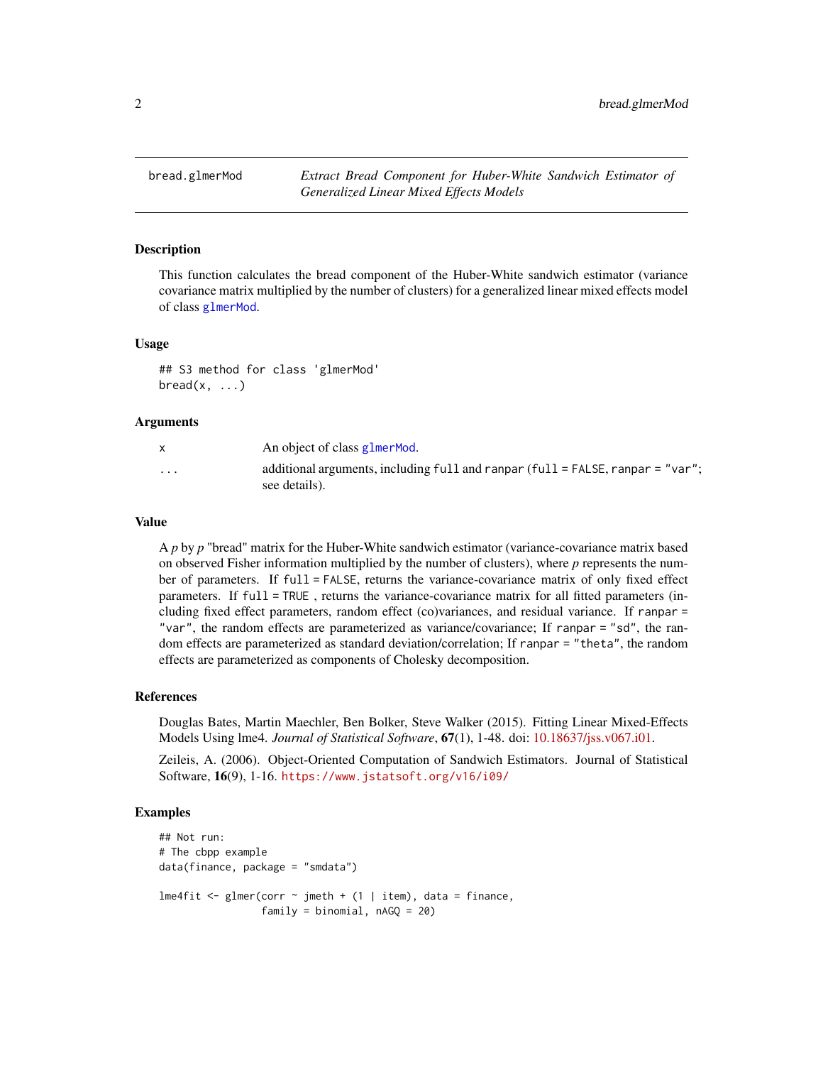# bread.glmerMod

*Extract Bread Component for Huber-White Sandwich Estimator of Generalized Linear Mixed Effects Models*

## Description

This function calculates the bread component of the Huber-White sandwich estimator (variance covariance matrix multiplied by the number of clusters) for a generalized linear mixed effects model of class `glmerMod`.

## Usage

```
## S3 method for class 'glmerMod'
bread(x, ...)
```

## Arguments

| | |
|---|---|
| `x` | An object of class `glmerMod`. |
| `...` | additional arguments, including `full` and `ranpar` (`full = FALSE`, `ranpar = "var"`; see details). |

## Value

A $p$ by $p$ "bread" matrix for the Huber-White sandwich estimator (variance-covariance matrix based on observed Fisher information multiplied by the number of clusters), where $p$ represents the number of parameters. If `full = FALSE`, returns the variance-covariance matrix of only fixed effect parameters. If `full = TRUE` , returns the variance-covariance matrix for all fitted parameters (including fixed effect parameters, random effect (co)variances, and residual variance. If `ranpar = "var"`, the random effects are parameterized as variance/covariance; If `ranpar = "sd"`, the random effects are parameterized as standard deviation/correlation; If `ranpar = "theta"`, the random effects are parameterized as components of Cholesky decomposition.

## References

Douglas Bates, Martin Maechler, Ben Bolker, Steve Walker (2015). Fitting Linear Mixed-Effects Models Using lme4. *Journal of Statistical Software*, **67**(1), 1-48. doi: 10.18637/jss.v067.i01.

Zeileis, A. (2006). Object-Oriented Computation of Sandwich Estimators. Journal of Statistical Software, **16**(9), 1-16. https://www.jstatsoft.org/v16/i09/

## Examples

```
## Not run:
# The cbpp example
data(finance, package = "smdata")

lme4fit <- glmer(corr ~ jmeth + (1 | item), data = finance,
                 family = binomial, nAGQ = 20)
```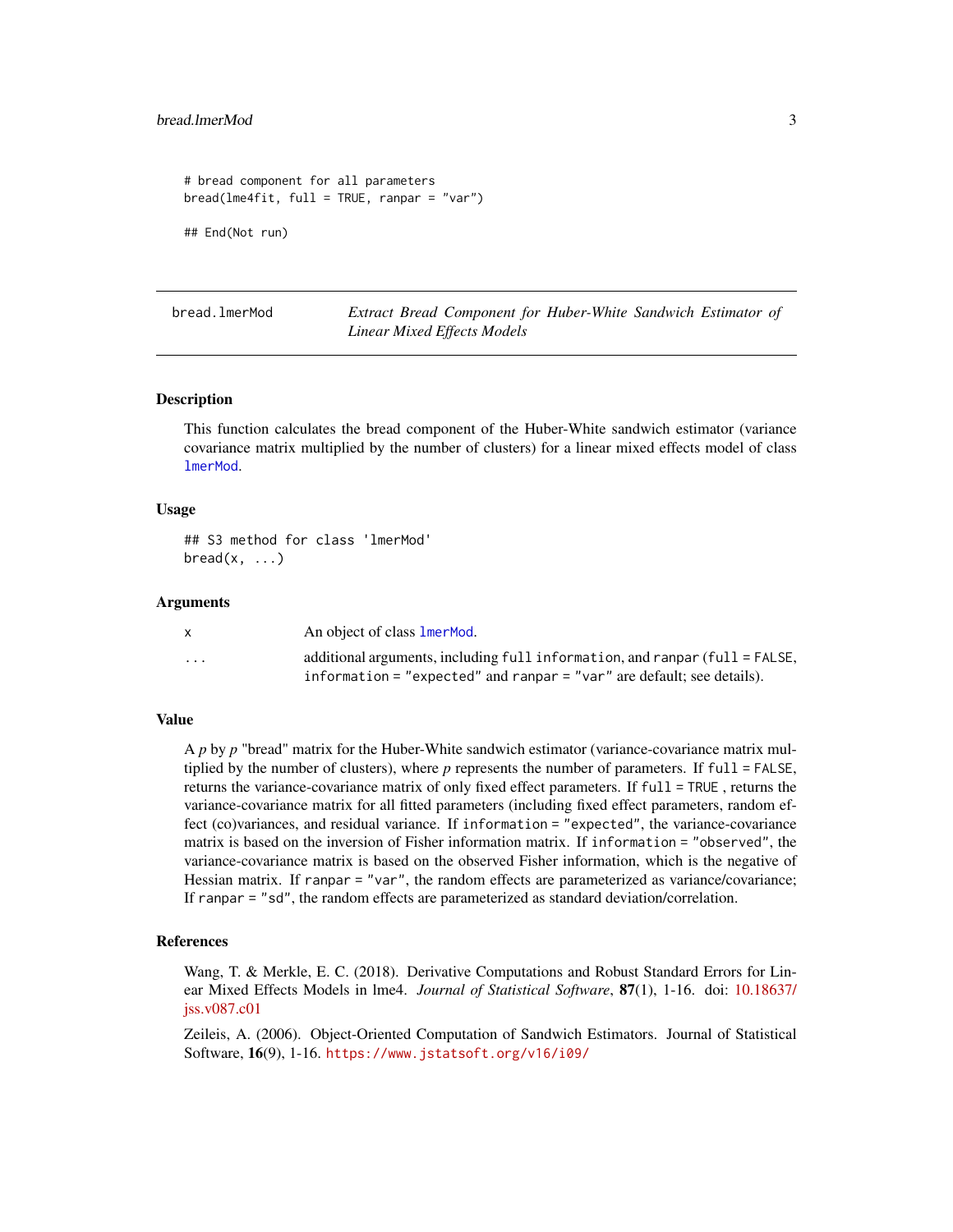```
# bread component for all parameters
bread(lme4fit, full = TRUE, ranpar = "var")

## End(Not run)
```

---

## bread.lmerMod — *Extract Bread Component for Huber-White Sandwich Estimator of Linear Mixed Effects Models*

### Description

This function calculates the bread component of the Huber-White sandwich estimator (variance covariance matrix multiplied by the number of clusters) for a linear mixed effects model of class `lmerMod`.

### Usage

```
## S3 method for class 'lmerMod'
bread(x, ...)
```

### Arguments

| | |
|---|---|
| `x` | An object of class `lmerMod`. |
| `...` | additional arguments, including `full` `information`, and `ranpar` (`full = FALSE`, `information = "expected"` and `ranpar = "var"` are default; see details). |

### Value

A *p* by *p* "bread" matrix for the Huber-White sandwich estimator (variance-covariance matrix multiplied by the number of clusters), where *p* represents the number of parameters. If `full = FALSE`, returns the variance-covariance matrix of only fixed effect parameters. If `full = TRUE` , returns the variance-covariance matrix for all fitted parameters (including fixed effect parameters, random effect (co)variances, and residual variance. If `information = "expected"`, the variance-covariance matrix is based on the inversion of Fisher information matrix. If `information = "observed"`, the variance-covariance matrix is based on the observed Fisher information, which is the negative of Hessian matrix. If `ranpar = "var"`, the random effects are parameterized as variance/covariance; If `ranpar = "sd"`, the random effects are parameterized as standard deviation/correlation.

### References

Wang, T. & Merkle, E. C. (2018). Derivative Computations and Robust Standard Errors for Linear Mixed Effects Models in lme4. *Journal of Statistical Software*, **87**(1), 1-16. doi: 10.18637/jss.v087.c01

Zeileis, A. (2006). Object-Oriented Computation of Sandwich Estimators. Journal of Statistical Software, **16**(9), 1-16. https://www.jstatsoft.org/v16/i09/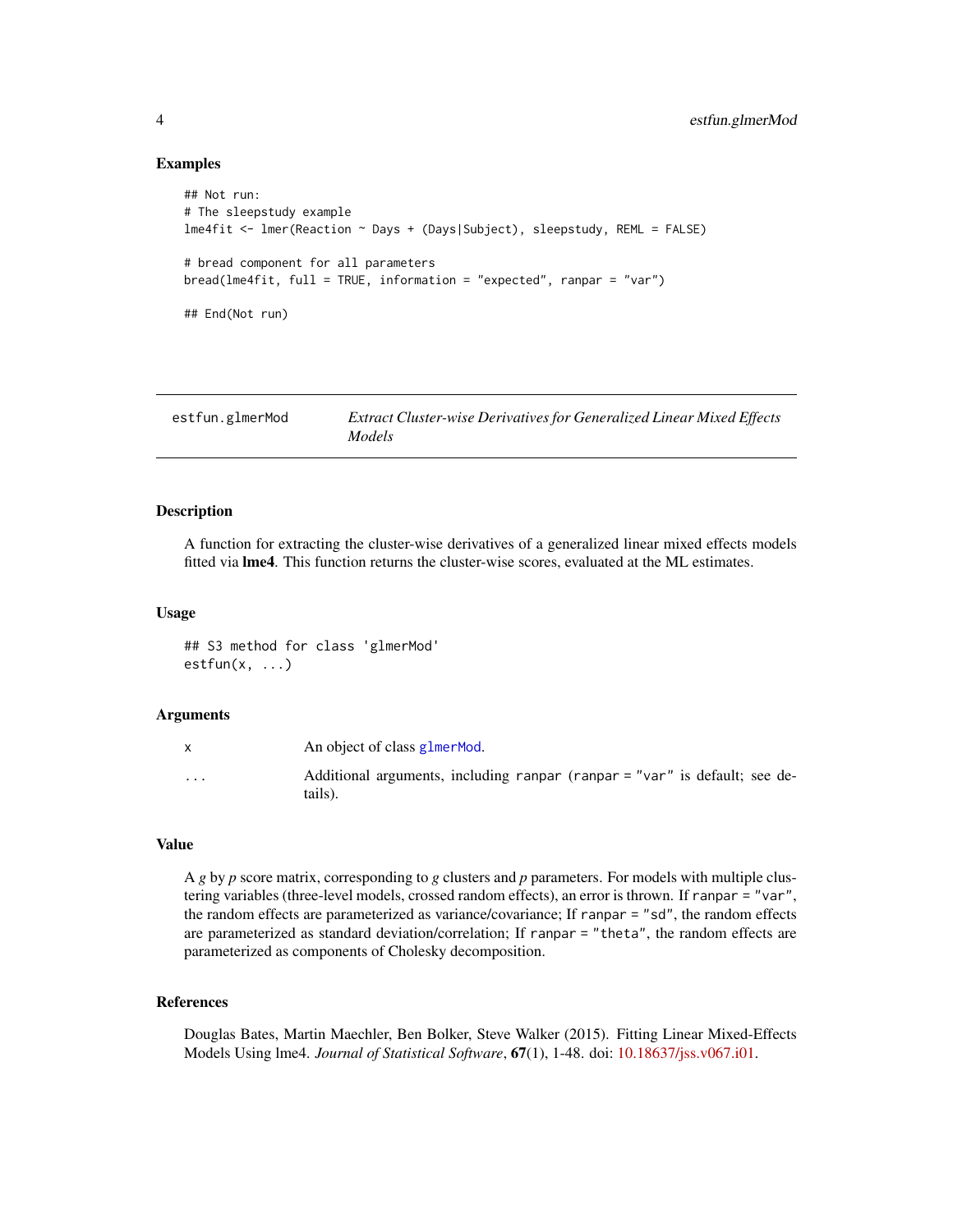## Examples

```
## Not run:
# The sleepstudy example
lme4fit <- lmer(Reaction ~ Days + (Days|Subject), sleepstudy, REML = FALSE)

# bread component for all parameters
bread(lme4fit, full = TRUE, information = "expected", ranpar = "var")

## End(Not run)
```

---

## estfun.glmerMod — *Extract Cluster-wise Derivatives for Generalized Linear Mixed Effects Models*

---

### Description

A function for extracting the cluster-wise derivatives of a generalized linear mixed effects models fitted via **lme4**. This function returns the cluster-wise scores, evaluated at the ML estimates.

### Usage

```
## S3 method for class 'glmerMod'
estfun(x, ...)
```

### Arguments

| | |
|---|---|
| `x` | An object of class `glmerMod`. |
| `...` | Additional arguments, including `ranpar` (`ranpar = "var"` is default; see details). |

### Value

A *g* by *p* score matrix, corresponding to *g* clusters and *p* parameters. For models with multiple clustering variables (three-level models, crossed random effects), an error is thrown. If `ranpar = "var"`, the random effects are parameterized as variance/covariance; If `ranpar = "sd"`, the random effects are parameterized as standard deviation/correlation; If `ranpar = "theta"`, the random effects are parameterized as components of Cholesky decomposition.

### References

Douglas Bates, Martin Maechler, Ben Bolker, Steve Walker (2015). Fitting Linear Mixed-Effects Models Using lme4. *Journal of Statistical Software*, **67**(1), 1-48. doi: 10.18637/jss.v067.i01.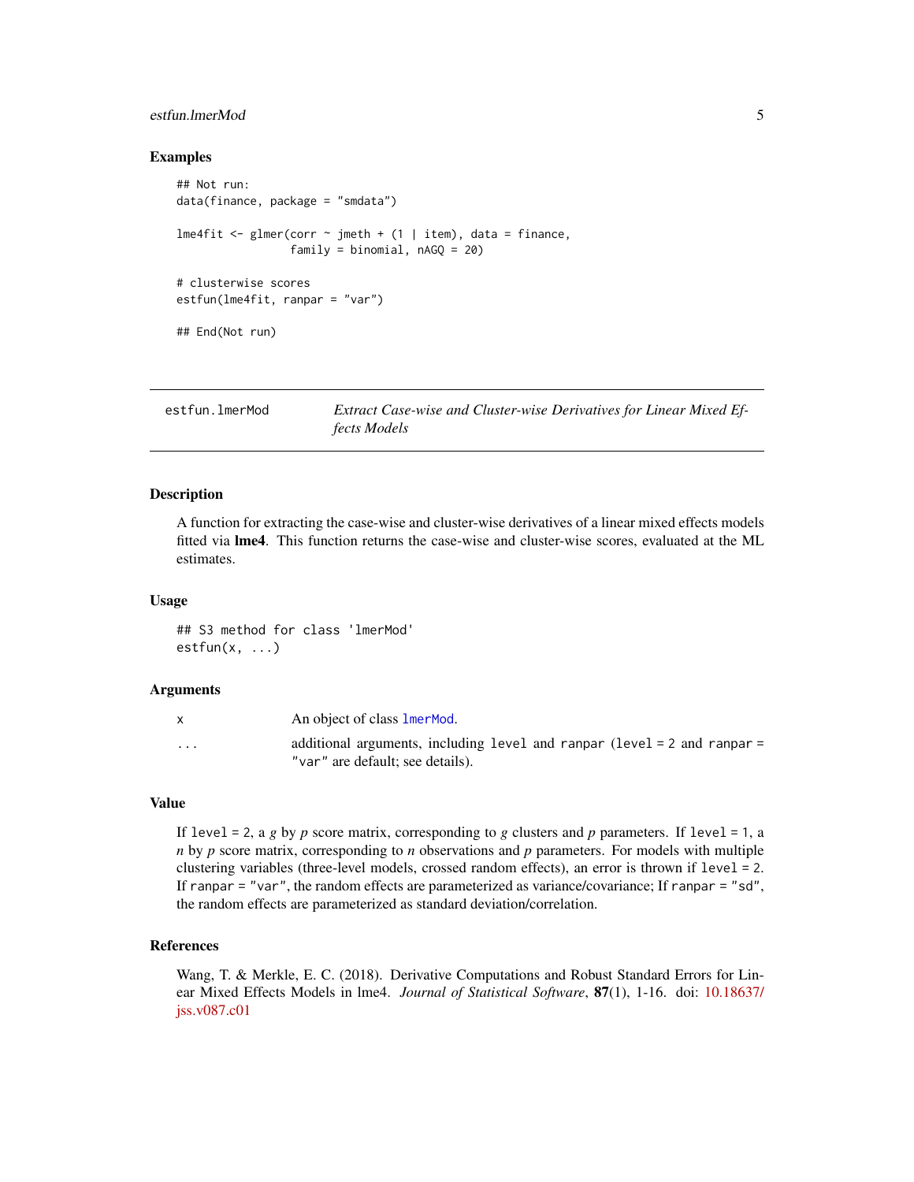### Examples

```
## Not run:
data(finance, package = "smdata")

lme4fit <- glmer(corr ~ jmeth + (1 | item), data = finance,
                 family = binomial, nAGQ = 20)

# clusterwise scores
estfun(lme4fit, ranpar = "var")

## End(Not run)
```

---

## estfun.lmerMod — *Extract Case-wise and Cluster-wise Derivatives for Linear Mixed Effects Models*

---

### Description

A function for extracting the case-wise and cluster-wise derivatives of a linear mixed effects models fitted via **lme4**. This function returns the case-wise and cluster-wise scores, evaluated at the ML estimates.

### Usage

```
## S3 method for class 'lmerMod'
estfun(x, ...)
```

### Arguments

| | |
|---|---|
| x | An object of class `lmerMod`. |
| ... | additional arguments, including `level` and `ranpar` (`level = 2` and `ranpar = "var"` are default; see details). |

### Value

If `level = 2`, a $g$ by $p$ score matrix, corresponding to $g$ clusters and $p$ parameters. If `level = 1`, a $n$ by $p$ score matrix, corresponding to $n$ observations and $p$ parameters. For models with multiple clustering variables (three-level models, crossed random effects), an error is thrown if `level = 2`. If `ranpar = "var"`, the random effects are parameterized as variance/covariance; If `ranpar = "sd"`, the random effects are parameterized as standard deviation/correlation.

### References

Wang, T. & Merkle, E. C. (2018). Derivative Computations and Robust Standard Errors for Linear Mixed Effects Models in lme4. *Journal of Statistical Software*, **87**(1), 1-16. doi: 10.18637/jss.v087.c01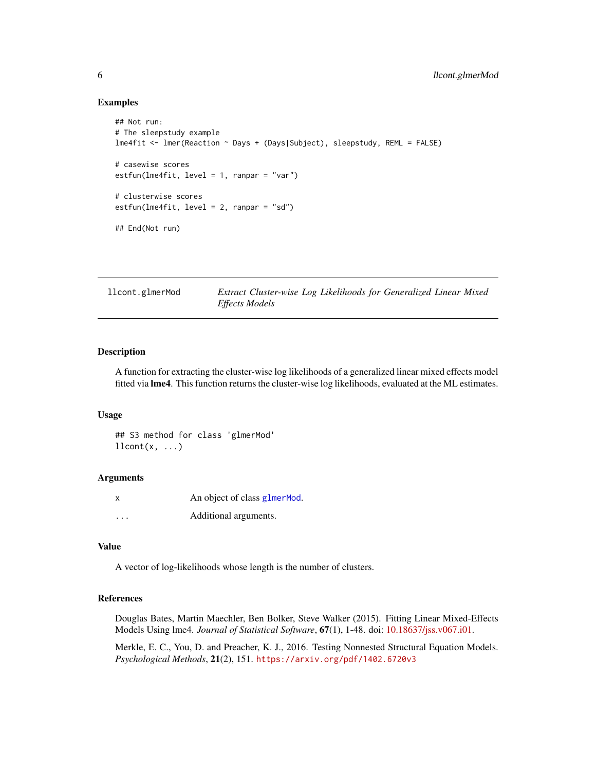## Examples

```
## Not run:
# The sleepstudy example
lme4fit <- lmer(Reaction ~ Days + (Days|Subject), sleepstudy, REML = FALSE)

# casewise scores
estfun(lme4fit, level = 1, ranpar = "var")

# clusterwise scores
estfun(lme4fit, level = 2, ranpar = "sd")

## End(Not run)
```

---

# llcont.glmerMod — *Extract Cluster-wise Log Likelihoods for Generalized Linear Mixed Effects Models*

---

## Description

A function for extracting the cluster-wise log likelihoods of a generalized linear mixed effects model fitted via **lme4**. This function returns the cluster-wise log likelihoods, evaluated at the ML estimates.

## Usage

```
## S3 method for class 'glmerMod'
llcont(x, ...)
```

## Arguments

| | |
|---|---|
| x | An object of class glmerMod. |
| ... | Additional arguments. |

## Value

A vector of log-likelihoods whose length is the number of clusters.

## References

Douglas Bates, Martin Maechler, Ben Bolker, Steve Walker (2015). Fitting Linear Mixed-Effects Models Using lme4. *Journal of Statistical Software*, **67**(1), 1-48. doi: 10.18637/jss.v067.i01.

Merkle, E. C., You, D. and Preacher, K. J., 2016. Testing Nonnested Structural Equation Models. *Psychological Methods*, **21**(2), 151. https://arxiv.org/pdf/1402.6720v3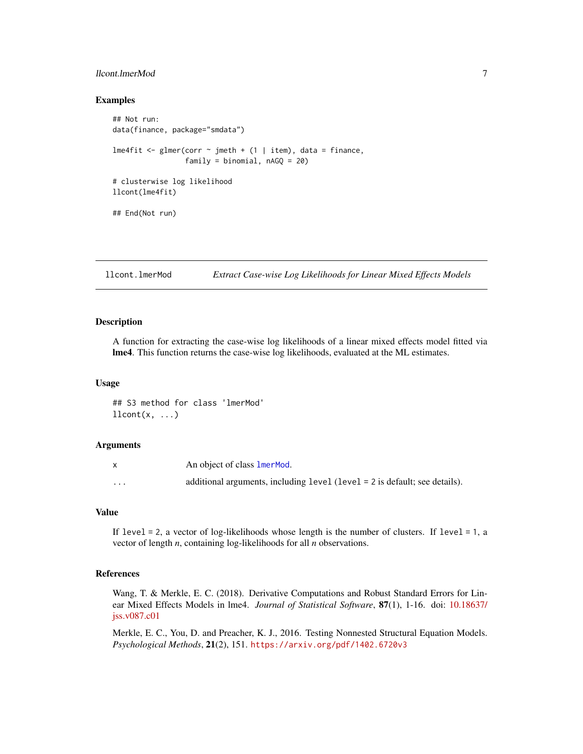### Examples

```
## Not run:
data(finance, package="smdata")

lme4fit <- glmer(corr ~ jmeth + (1 | item), data = finance,
                 family = binomial, nAGQ = 20)

# clusterwise log likelihood
llcont(lme4fit)

## End(Not run)
```

---

## llcont.lmerMod *Extract Case-wise Log Likelihoods for Linear Mixed Effects Models*

### Description

A function for extracting the case-wise log likelihoods of a linear mixed effects model fitted via **lme4**. This function returns the case-wise log likelihoods, evaluated at the ML estimates.

### Usage

```
## S3 method for class 'lmerMod'
llcont(x, ...)
```

### Arguments

| | |
|---|---|
| `x` | An object of class `lmerMod`. |
| `...` | additional arguments, including `level` (`level = 2` is default; see details). |

### Value

If `level = 2`, a vector of log-likelihoods whose length is the number of clusters. If `level = 1`, a vector of length *n*, containing log-likelihoods for all *n* observations.

### References

Wang, T. & Merkle, E. C. (2018). Derivative Computations and Robust Standard Errors for Linear Mixed Effects Models in lme4. *Journal of Statistical Software*, **87**(1), 1-16. doi: 10.18637/jss.v087.c01

Merkle, E. C., You, D. and Preacher, K. J., 2016. Testing Nonnested Structural Equation Models. *Psychological Methods*, **21**(2), 151. https://arxiv.org/pdf/1402.6720v3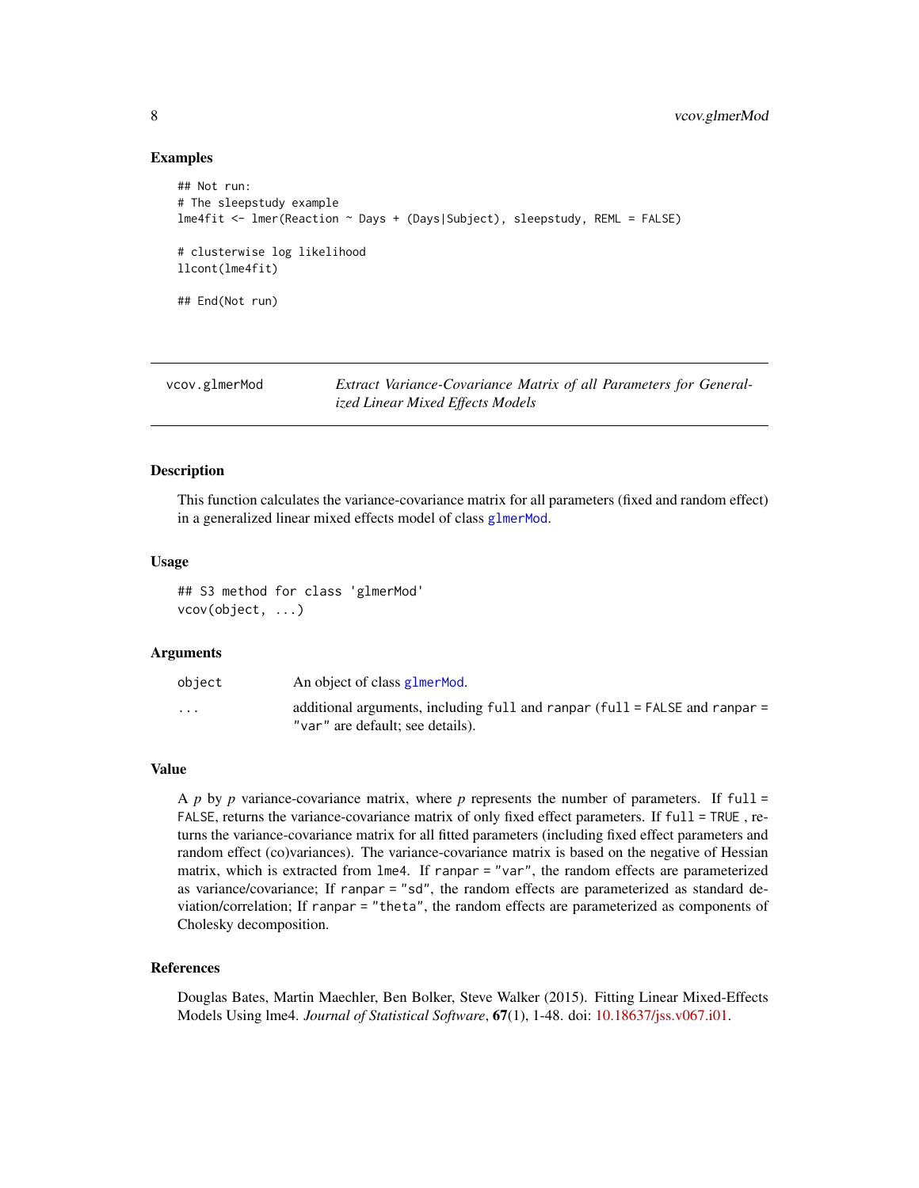### Examples

```
## Not run:
# The sleepstudy example
lme4fit <- lmer(Reaction ~ Days + (Days|Subject), sleepstudy, REML = FALSE)

# clusterwise log likelihood
llcont(lme4fit)

## End(Not run)
```

---

## vcov.glmerMod — *Extract Variance-Covariance Matrix of all Parameters for Generalized Linear Mixed Effects Models*

---

### Description

This function calculates the variance-covariance matrix for all parameters (fixed and random effect) in a generalized linear mixed effects model of class `glmerMod`.

### Usage

```
## S3 method for class 'glmerMod'
vcov(object, ...)
```

### Arguments

| | |
|---|---|
| `object` | An object of class `glmerMod`. |
| `...` | additional arguments, including `full` and `ranpar` (`full = FALSE` and `ranpar = "var"` are default; see details). |

### Value

A $p$ by $p$ variance-covariance matrix, where $p$ represents the number of parameters. If `full = FALSE`, returns the variance-covariance matrix of only fixed effect parameters. If `full = TRUE` , returns the variance-covariance matrix for all fitted parameters (including fixed effect parameters and random effect (co)variances). The variance-covariance matrix is based on the negative of Hessian matrix, which is extracted from `lme4`. If `ranpar = "var"`, the random effects are parameterized as variance/covariance; If `ranpar = "sd"`, the random effects are parameterized as standard deviation/correlation; If `ranpar = "theta"`, the random effects are parameterized as components of Cholesky decomposition.

### References

Douglas Bates, Martin Maechler, Ben Bolker, Steve Walker (2015). Fitting Linear Mixed-Effects Models Using lme4. *Journal of Statistical Software*, **67**(1), 1-48. doi: 10.18637/jss.v067.i01.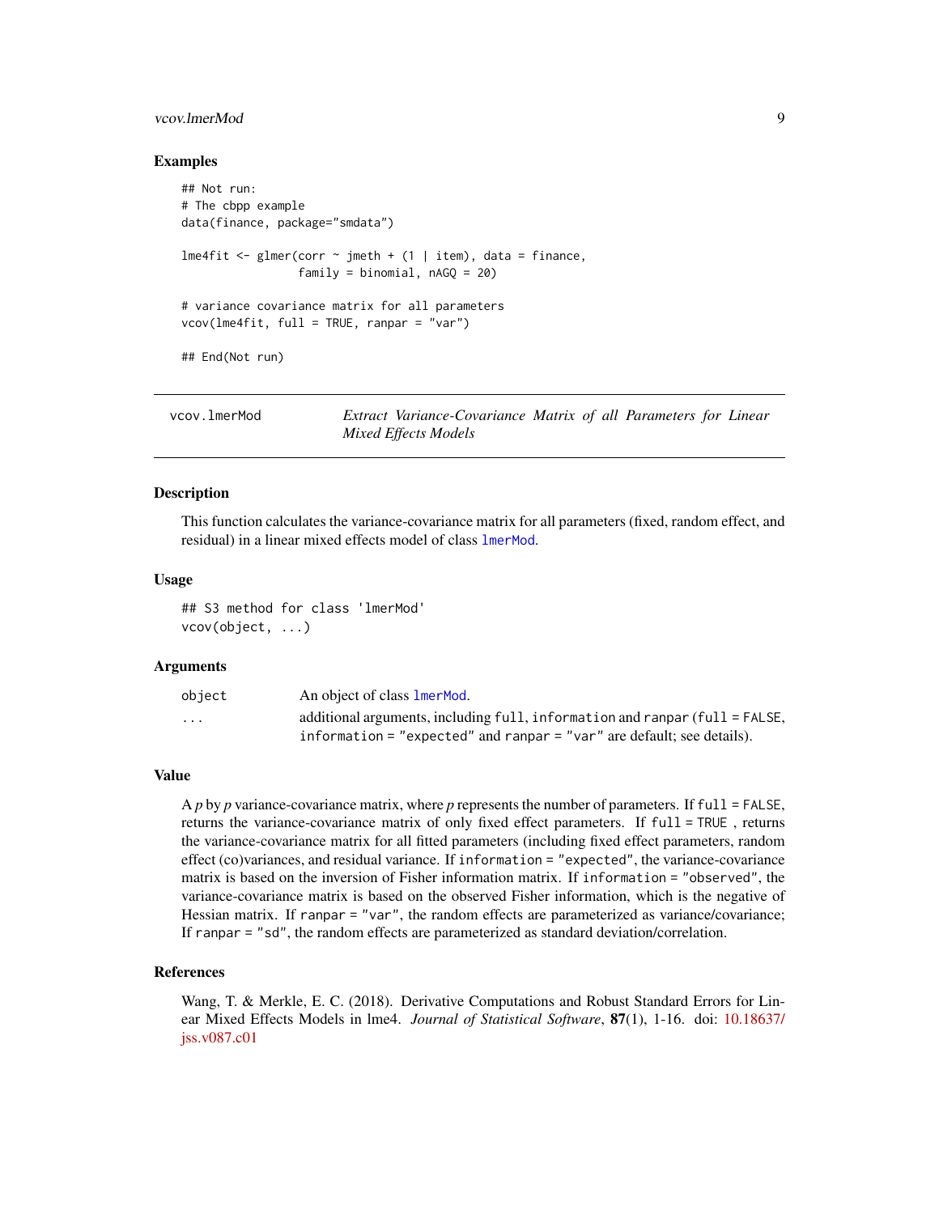### Examples

```
## Not run:
# The cbpp example
data(finance, package="smdata")

lme4fit <- glmer(corr ~ jmeth + (1 | item), data = finance,
                 family = binomial, nAGQ = 20)

# variance covariance matrix for all parameters
vcov(lme4fit, full = TRUE, ranpar = "var")

## End(Not run)
```

---

## vcov.lmerMod — *Extract Variance-Covariance Matrix of all Parameters for Linear Mixed Effects Models*

### Description

This function calculates the variance-covariance matrix for all parameters (fixed, random effect, and residual) in a linear mixed effects model of class `lmerMod`.

### Usage

```
## S3 method for class 'lmerMod'
vcov(object, ...)
```

### Arguments

| | |
|---|---|
| `object` | An object of class `lmerMod`. |
| `...` | additional arguments, including `full`, `information` and `ranpar` (`full = FALSE`, `information = "expected"` and `ranpar = "var"` are default; see details). |

### Value

A *p* by *p* variance-covariance matrix, where *p* represents the number of parameters. If `full = FALSE`, returns the variance-covariance matrix of only fixed effect parameters. If `full = TRUE` , returns the variance-covariance matrix for all fitted parameters (including fixed effect parameters, random effect (co)variances, and residual variance. If `information = "expected"`, the variance-covariance matrix is based on the inversion of Fisher information matrix. If `information = "observed"`, the variance-covariance matrix is based on the observed Fisher information, which is the negative of Hessian matrix. If `ranpar = "var"`, the random effects are parameterized as variance/covariance; If `ranpar = "sd"`, the random effects are parameterized as standard deviation/correlation.

### References

Wang, T. & Merkle, E. C. (2018). Derivative Computations and Robust Standard Errors for Linear Mixed Effects Models in lme4. *Journal of Statistical Software*, **87**(1), 1-16. doi: 10.18637/jss.v087.c01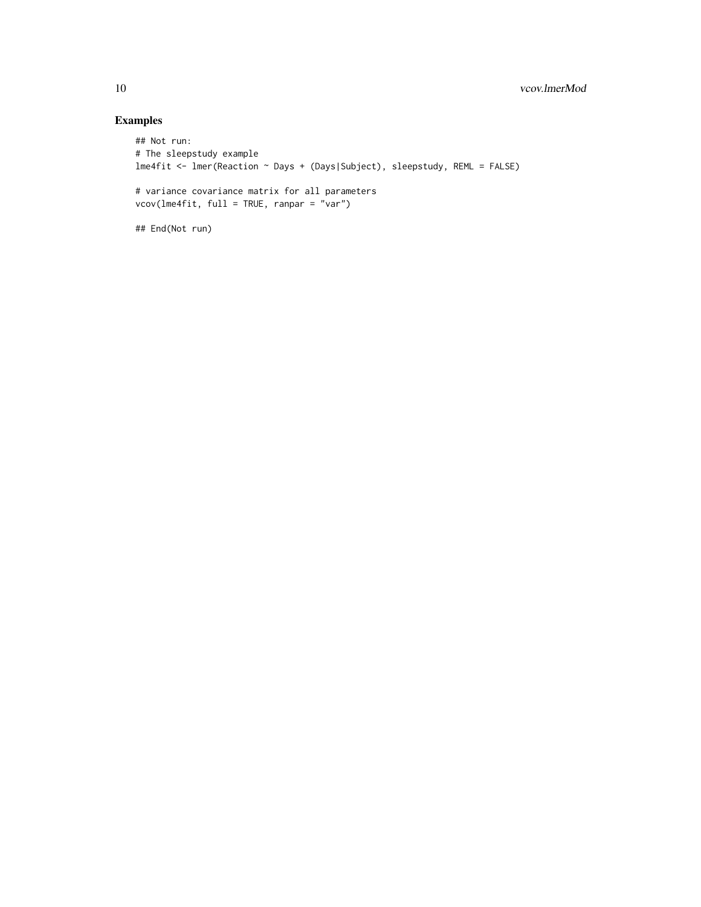## Examples

```
## Not run:
# The sleepstudy example
lme4fit <- lmer(Reaction ~ Days + (Days|Subject), sleepstudy, REML = FALSE)

# variance covariance matrix for all parameters
vcov(lme4fit, full = TRUE, ranpar = "var")

## End(Not run)
```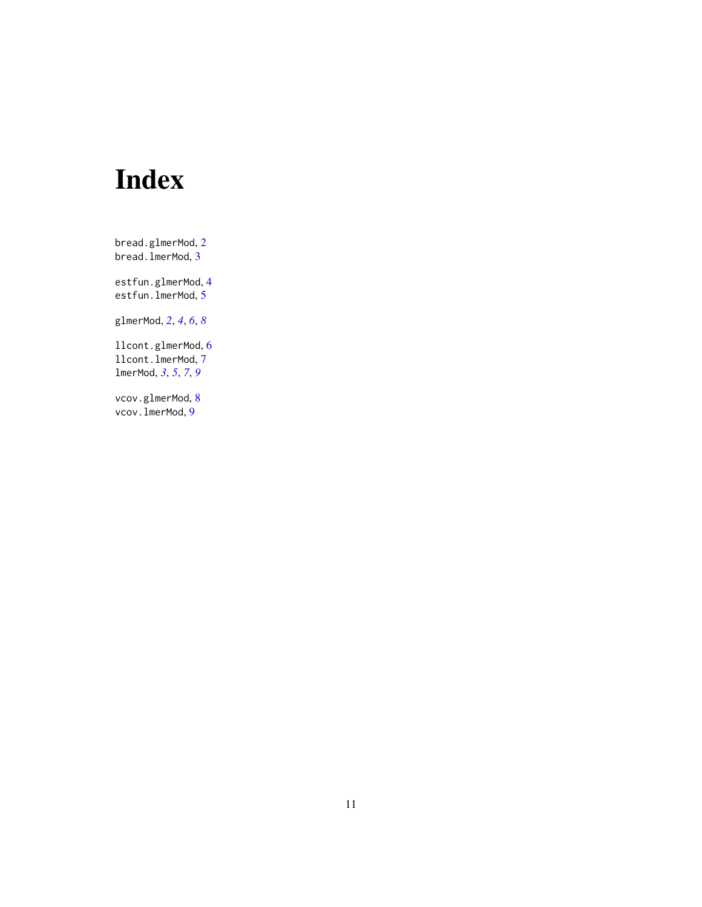# Index

bread.glmerMod, 2
bread.lmerMod, 3

estfun.glmerMod, 4
estfun.lmerMod, 5

glmerMod, *2*, *4*, *6*, *8*

llcont.glmerMod, 6
llcont.lmerMod, 7
lmerMod, *3*, *5*, *7*, *9*

vcov.glmerMod, 8
vcov.lmerMod, 9